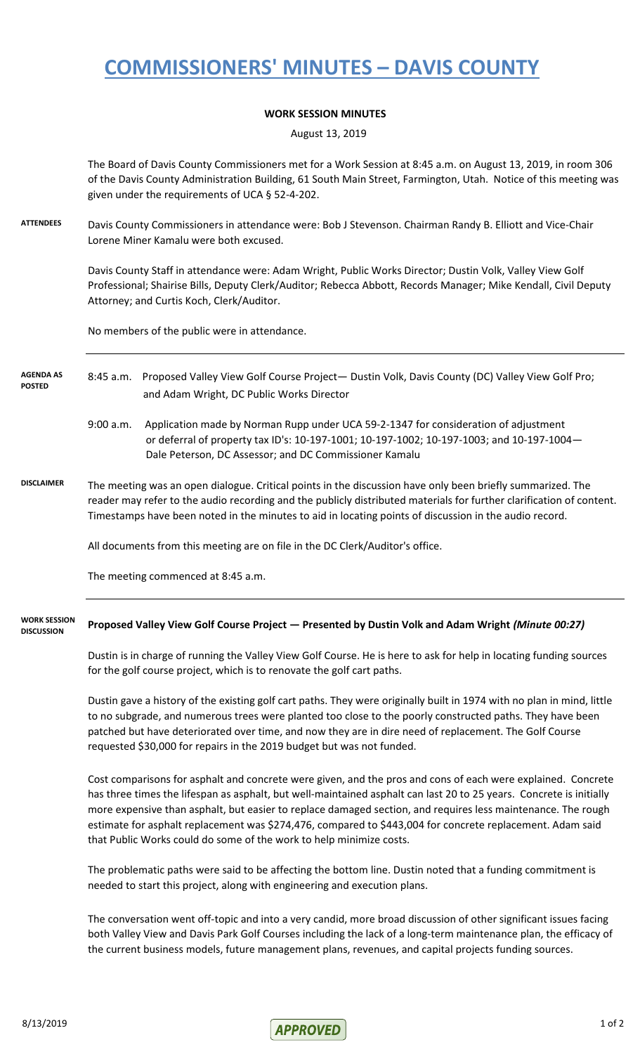# COMMISSIONERS' MINUTES – DAVIS COUNTY

**WORK SESSION MINUTES**

August 13, 2019

The Board of Davis County Commissioners met for a Work Session at 8:45 a.m. on August 13, 2019, in room 306 of the Davis County Administration Building, 61 South Main Street, Farmington, Utah. Notice of this meeting was given under the requirements of UCA § 52-4-202.

**ATTENDEES**

Davis County Commissioners in attendance were: Bob J Stevenson. Chairman Randy B. Elliott and Vice-Chair Lorene Miner Kamalu were both excused.

Davis County Staff in attendance were: Adam Wright, Public Works Director; Dustin Volk, Valley View Golf Professional; Shairise Bills, Deputy Clerk/Auditor; Rebecca Abbott, Records Manager; Mike Kendall, Civil Deputy Attorney; and Curtis Koch, Clerk/Auditor.

No members of the public were in attendance.

**AGENDA AS POSTED**

8:45 a.m. Proposed Valley View Golf Course Project— Dustin Volk, Davis County (DC) Valley View Golf Pro; and Adam Wright, DC Public Works Director

9:00 a.m. Application made by Norman Rupp under UCA 59-2-1347 for consideration of adjustment or deferral of property tax ID's: 10-197-1001; 10-197-1002; 10-197-1003; and 10-197-1004— Dale Peterson, DC Assessor; and DC Commissioner Kamalu

**DISCLAIMER**

The meeting was an open dialogue. Critical points in the discussion have only been briefly summarized. The reader may refer to the audio recording and the publicly distributed materials for further clarification of content. Timestamps have been noted in the minutes to aid in locating points of discussion in the audio record.

All documents from this meeting are on file in the DC Clerk/Auditor's office.

The meeting commenced at 8:45 a.m.

**WORK SESSION DISCUSSION**

**Proposed Valley View Golf Course Project — Presented by Dustin Volk and Adam Wright *(Minute 00:27)***

Dustin is in charge of running the Valley View Golf Course. He is here to ask for help in locating funding sources for the golf course project, which is to renovate the golf cart paths.

Dustin gave a history of the existing golf cart paths. They were originally built in 1974 with no plan in mind, little to no subgrade, and numerous trees were planted too close to the poorly constructed paths. They have been patched but have deteriorated over time, and now they are in dire need of replacement. The Golf Course requested $30,000 for repairs in the 2019 budget but was not funded.

Cost comparisons for asphalt and concrete were given, and the pros and cons of each were explained. Concrete has three times the lifespan as asphalt, but well-maintained asphalt can last 20 to 25 years. Concrete is initially more expensive than asphalt, but easier to replace damaged section, and requires less maintenance. The rough estimate for asphalt replacement was $274,476, compared to $443,004 for concrete replacement. Adam said that Public Works could do some of the work to help minimize costs.

The problematic paths were said to be affecting the bottom line. Dustin noted that a funding commitment is needed to start this project, along with engineering and execution plans.

The conversation went off-topic and into a very candid, more broad discussion of other significant issues facing both Valley View and Davis Park Golf Courses including the lack of a long-term maintenance plan, the efficacy of the current business models, future management plans, revenues, and capital projects funding sources.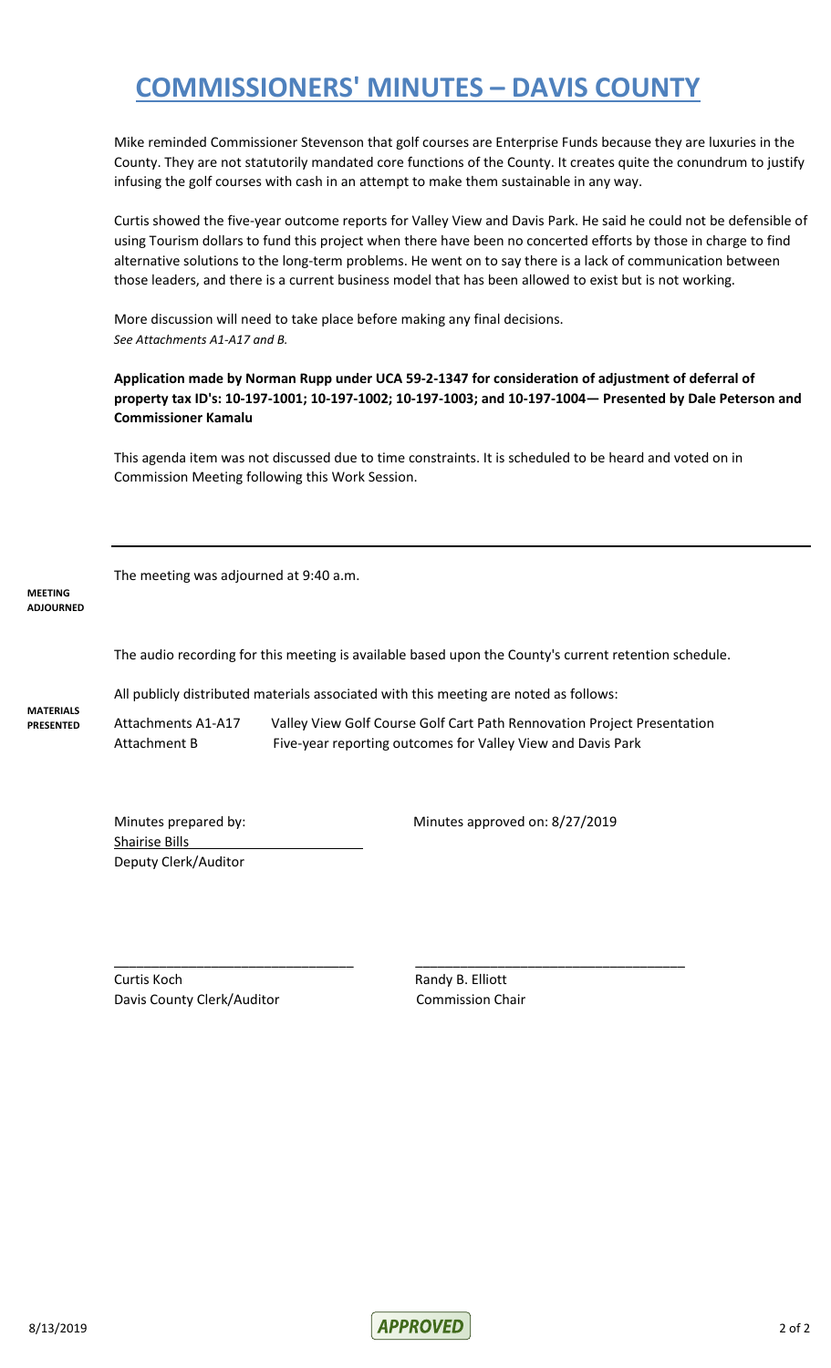# COMMISSIONERS' MINUTES – DAVIS COUNTY

Mike reminded Commissioner Stevenson that golf courses are Enterprise Funds because they are luxuries in the County. They are not statutorily mandated core functions of the County. It creates quite the conundrum to justify infusing the golf courses with cash in an attempt to make them sustainable in any way.

Curtis showed the five-year outcome reports for Valley View and Davis Park. He said he could not be defensible of using Tourism dollars to fund this project when there have been no concerted efforts by those in charge to find alternative solutions to the long-term problems. He went on to say there is a lack of communication between those leaders, and there is a current business model that has been allowed to exist but is not working.

More discussion will need to take place before making any final decisions.
*See Attachments A1-A17 and B.*

**Application made by Norman Rupp under UCA 59-2-1347 for consideration of adjustment of deferral of property tax ID's: 10-197-1001; 10-197-1002; 10-197-1003; and 10-197-1004— Presented by Dale Peterson and Commissioner Kamalu**

This agenda item was not discussed due to time constraints. It is scheduled to be heard and voted on in Commission Meeting following this Work Session.

---

**MEETING ADJOURNED**

The meeting was adjourned at 9:40 a.m.

The audio recording for this meeting is available based upon the County's current retention schedule.

**MATERIALS PRESENTED**

All publicly distributed materials associated with this meeting are noted as follows:

| | |
|---|---|
| Attachments A1-A17 | Valley View Golf Course Golf Cart Path Rennovation Project Presentation |
| Attachment B | Five-year reporting outcomes for Valley View and Davis Park |

Minutes prepared by:
Shairise Bills
Deputy Clerk/Auditor

Minutes approved on: 8/27/2019

Curtis Koch
Davis County Clerk/Auditor

Randy B. Elliott
Commission Chair

8/13/2019

APPROVED